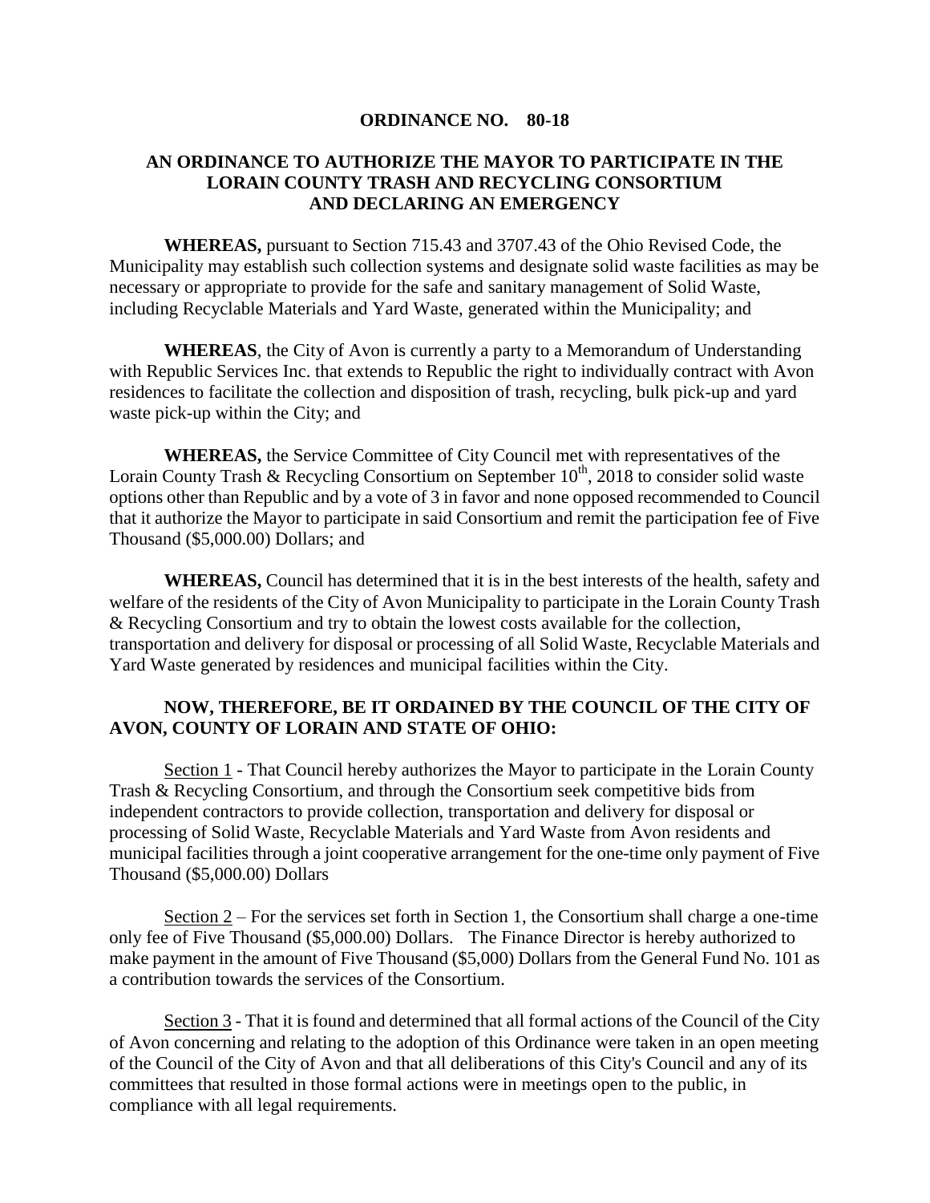**ORDINANCE NO. 80-18**

**AN ORDINANCE TO AUTHORIZE THE MAYOR TO PARTICIPATE IN THE LORAIN COUNTY TRASH AND RECYCLING CONSORTIUM AND DECLARING AN EMERGENCY**

**WHEREAS,** pursuant to Section 715.43 and 3707.43 of the Ohio Revised Code, the Municipality may establish such collection systems and designate solid waste facilities as may be necessary or appropriate to provide for the safe and sanitary management of Solid Waste, including Recyclable Materials and Yard Waste, generated within the Municipality; and

**WHEREAS**, the City of Avon is currently a party to a Memorandum of Understanding with Republic Services Inc. that extends to Republic the right to individually contract with Avon residences to facilitate the collection and disposition of trash, recycling, bulk pick-up and yard waste pick-up within the City; and

**WHEREAS,** the Service Committee of City Council met with representatives of the Lorain County Trash & Recycling Consortium on September 10th, 2018 to consider solid waste options other than Republic and by a vote of 3 in favor and none opposed recommended to Council that it authorize the Mayor to participate in said Consortium and remit the participation fee of Five Thousand ($5,000.00) Dollars; and

**WHEREAS,** Council has determined that it is in the best interests of the health, safety and welfare of the residents of the City of Avon Municipality to participate in the Lorain County Trash & Recycling Consortium and try to obtain the lowest costs available for the collection, transportation and delivery for disposal or processing of all Solid Waste, Recyclable Materials and Yard Waste generated by residences and municipal facilities within the City.

**NOW, THEREFORE, BE IT ORDAINED BY THE COUNCIL OF THE CITY OF AVON, COUNTY OF LORAIN AND STATE OF OHIO:**

Section 1 - That Council hereby authorizes the Mayor to participate in the Lorain County Trash & Recycling Consortium, and through the Consortium seek competitive bids from independent contractors to provide collection, transportation and delivery for disposal or processing of Solid Waste, Recyclable Materials and Yard Waste from Avon residents and municipal facilities through a joint cooperative arrangement for the one-time only payment of Five Thousand ($5,000.00) Dollars

Section 2 – For the services set forth in Section 1, the Consortium shall charge a one-time only fee of Five Thousand ($5,000.00) Dollars. The Finance Director is hereby authorized to make payment in the amount of Five Thousand ($5,000) Dollars from the General Fund No. 101 as a contribution towards the services of the Consortium.

Section 3 - That it is found and determined that all formal actions of the Council of the City of Avon concerning and relating to the adoption of this Ordinance were taken in an open meeting of the Council of the City of Avon and that all deliberations of this City's Council and any of its committees that resulted in those formal actions were in meetings open to the public, in compliance with all legal requirements.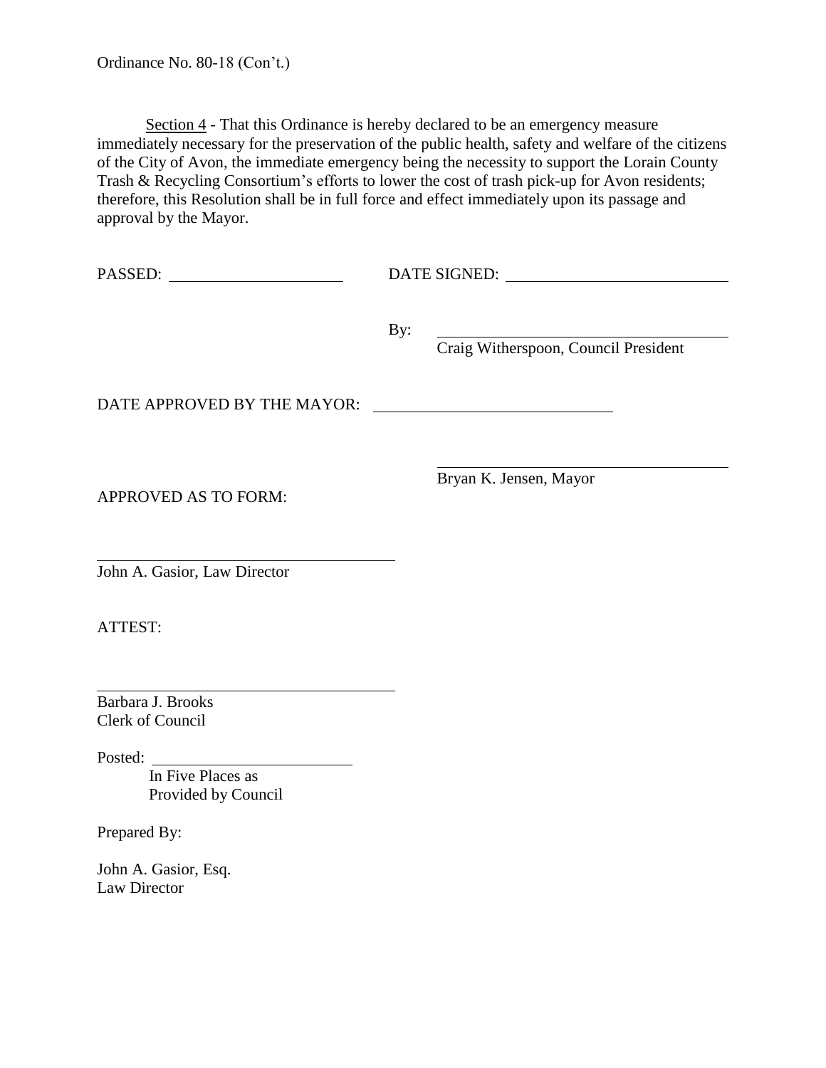Ordinance No. 80-18 (Con't.)

Section 4 - That this Ordinance is hereby declared to be an emergency measure immediately necessary for the preservation of the public health, safety and welfare of the citizens of the City of Avon, the immediate emergency being the necessity to support the Lorain County Trash & Recycling Consortium's efforts to lower the cost of trash pick-up for Avon residents; therefore, this Resolution shall be in full force and effect immediately upon its passage and approval by the Mayor.

PASSED: ____________________ DATE SIGNED: ____________________

By: ____________________
Craig Witherspoon, Council President

DATE APPROVED BY THE MAYOR: ____________________

____________________
Bryan K. Jensen, Mayor

APPROVED AS TO FORM:

____________________
John A. Gasior, Law Director

ATTEST:

____________________
Barbara J. Brooks
Clerk of Council

Posted: ____________________
In Five Places as
Provided by Council

Prepared By:

John A. Gasior, Esq.
Law Director